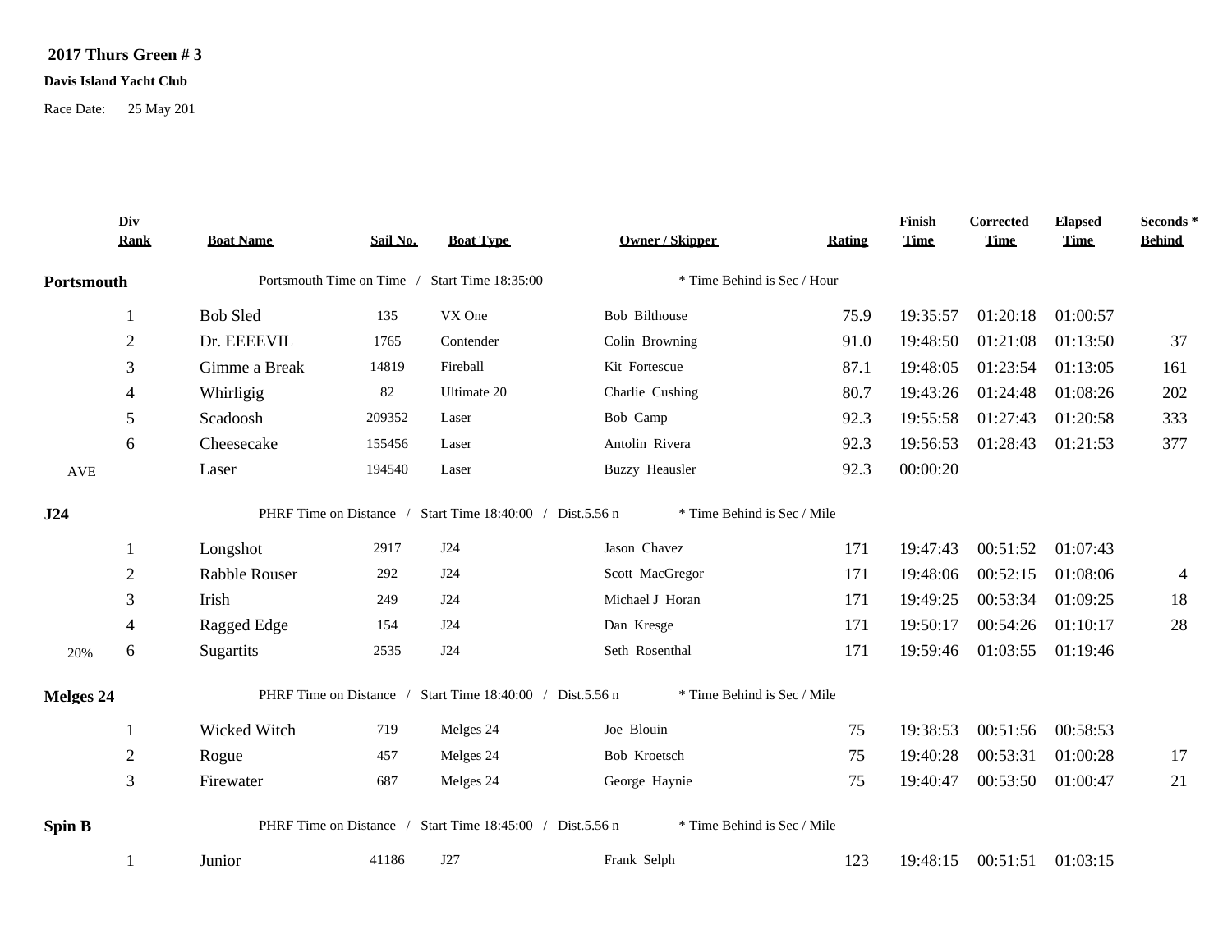**2017 Thurs Green # 3**

**Davis Island Yacht Club**

Race Date: 25 May 201

| | Div Rank | Boat Name | Sail No. | Boat Type | Owner / Skipper | Rating | Finish Time | Corrected Time | Elapsed Time | Seconds * Behind |
|---|---|---|---|---|---|---|---|---|---|---|
| **Portsmouth** | | Portsmouth Time on Time / Start Time 18:35:00 | | | * Time Behind is Sec / Hour | | | | | |
| | 1 | Bob Sled | 135 | VX One | Bob Bilthouse | 75.9 | 19:35:57 | 01:20:18 | 01:00:57 | |
| | 2 | Dr. EEEEVIL | 1765 | Contender | Colin Browning | 91.0 | 19:48:50 | 01:21:08 | 01:13:50 | 37 |
| | 3 | Gimme a Break | 14819 | Fireball | Kit Fortescue | 87.1 | 19:48:05 | 01:23:54 | 01:13:05 | 161 |
| | 4 | Whirligig | 82 | Ultimate 20 | Charlie Cushing | 80.7 | 19:43:26 | 01:24:48 | 01:08:26 | 202 |
| | 5 | Scadoosh | 209352 | Laser | Bob Camp | 92.3 | 19:55:58 | 01:27:43 | 01:20:58 | 333 |
| | 6 | Cheesecake | 155456 | Laser | Antolin Rivera | 92.3 | 19:56:53 | 01:28:43 | 01:21:53 | 377 |
| AVE | | Laser | 194540 | Laser | Buzzy Heausler | 92.3 | 00:00:20 | | | |
| **J24** | | PHRF Time on Distance / Start Time 18:40:00 / Dist.5.56 n | | | * Time Behind is Sec / Mile | | | | | |
| | 1 | Longshot | 2917 | J24 | Jason Chavez | 171 | 19:47:43 | 00:51:52 | 01:07:43 | |
| | 2 | Rabble Rouser | 292 | J24 | Scott MacGregor | 171 | 19:48:06 | 00:52:15 | 01:08:06 | 4 |
| | 3 | Irish | 249 | J24 | Michael J Horan | 171 | 19:49:25 | 00:53:34 | 01:09:25 | 18 |
| | 4 | Ragged Edge | 154 | J24 | Dan Kresge | 171 | 19:50:17 | 00:54:26 | 01:10:17 | 28 |
| 20% | 6 | Sugartits | 2535 | J24 | Seth Rosenthal | 171 | 19:59:46 | 01:03:55 | 01:19:46 | |
| **Melges 24** | | PHRF Time on Distance / Start Time 18:40:00 / Dist.5.56 n | | | * Time Behind is Sec / Mile | | | | | |
| | 1 | Wicked Witch | 719 | Melges 24 | Joe Blouin | 75 | 19:38:53 | 00:51:56 | 00:58:53 | |
| | 2 | Rogue | 457 | Melges 24 | Bob Kroetsch | 75 | 19:40:28 | 00:53:31 | 01:00:28 | 17 |
| | 3 | Firewater | 687 | Melges 24 | George Haynie | 75 | 19:40:47 | 00:53:50 | 01:00:47 | 21 |
| **Spin B** | | PHRF Time on Distance / Start Time 18:45:00 / Dist.5.56 n | | | * Time Behind is Sec / Mile | | | | | |
| | 1 | Junior | 41186 | J27 | Frank Selph | 123 | 19:48:15 | 00:51:51 | 01:03:15 | |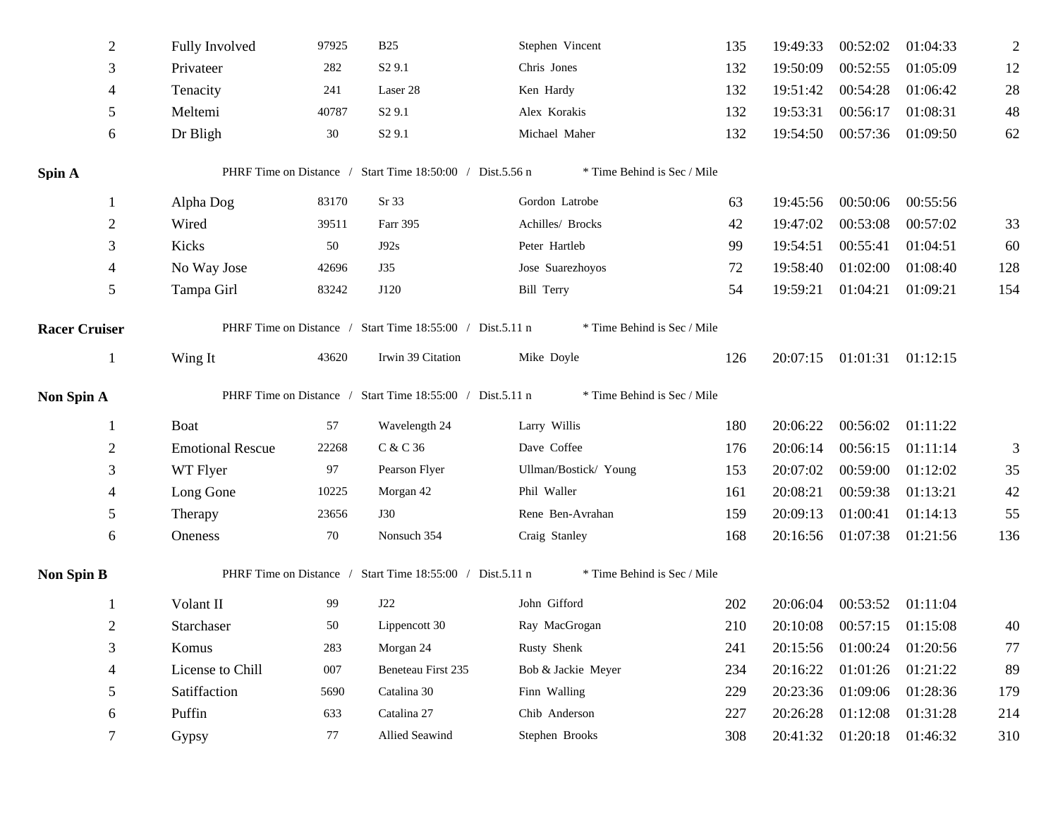| | | | | | | | | | |
|---|---|---|---|---|---|---|---|---|---|
| 2 | Fully Involved | 97925 | B25 | Stephen Vincent | 135 | 19:49:33 | 00:52:02 | 01:04:33 | 2 |
| 3 | Privateer | 282 | S2 9.1 | Chris Jones | 132 | 19:50:09 | 00:52:55 | 01:05:09 | 12 |
| 4 | Tenacity | 241 | Laser 28 | Ken Hardy | 132 | 19:51:42 | 00:54:28 | 01:06:42 | 28 |
| 5 | Meltemi | 40787 | S2 9.1 | Alex Korakis | 132 | 19:53:31 | 00:56:17 | 01:08:31 | 48 |
| 6 | Dr Bligh | 30 | S2 9.1 | Michael Maher | 132 | 19:54:50 | 00:57:36 | 01:09:50 | 62 |

**Spin A** PHRF Time on Distance / Start Time 18:50:00 / Dist.5.56 n * Time Behind is Sec / Mile

| | | | | | | | | | |
|---|---|---|---|---|---|---|---|---|---|
| 1 | Alpha Dog | 83170 | Sr 33 | Gordon Latrobe | 63 | 19:45:56 | 00:50:06 | 00:55:56 | |
| 2 | Wired | 39511 | Farr 395 | Achilles/ Brocks | 42 | 19:47:02 | 00:53:08 | 00:57:02 | 33 |
| 3 | Kicks | 50 | J92s | Peter Hartleb | 99 | 19:54:51 | 00:55:41 | 01:04:51 | 60 |
| 4 | No Way Jose | 42696 | J35 | Jose Suarezhoyos | 72 | 19:58:40 | 01:02:00 | 01:08:40 | 128 |
| 5 | Tampa Girl | 83242 | J120 | Bill Terry | 54 | 19:59:21 | 01:04:21 | 01:09:21 | 154 |

**Racer Cruiser** PHRF Time on Distance / Start Time 18:55:00 / Dist.5.11 n * Time Behind is Sec / Mile

| | | | | | | | | | |
|---|---|---|---|---|---|---|---|---|---|
| 1 | Wing It | 43620 | Irwin 39 Citation | Mike Doyle | 126 | 20:07:15 | 01:01:31 | 01:12:15 | |

**Non Spin A** PHRF Time on Distance / Start Time 18:55:00 / Dist.5.11 n * Time Behind is Sec / Mile

| | | | | | | | | | |
|---|---|---|---|---|---|---|---|---|---|
| 1 | Boat | 57 | Wavelength 24 | Larry Willis | 180 | 20:06:22 | 00:56:02 | 01:11:22 | |
| 2 | Emotional Rescue | 22268 | C & C 36 | Dave Coffee | 176 | 20:06:14 | 00:56:15 | 01:11:14 | 3 |
| 3 | WT Flyer | 97 | Pearson Flyer | Ullman/Bostick/ Young | 153 | 20:07:02 | 00:59:00 | 01:12:02 | 35 |
| 4 | Long Gone | 10225 | Morgan 42 | Phil Waller | 161 | 20:08:21 | 00:59:38 | 01:13:21 | 42 |
| 5 | Therapy | 23656 | J30 | Rene Ben-Avrahan | 159 | 20:09:13 | 01:00:41 | 01:14:13 | 55 |
| 6 | Oneness | 70 | Nonsuch 354 | Craig Stanley | 168 | 20:16:56 | 01:07:38 | 01:21:56 | 136 |

**Non Spin B** PHRF Time on Distance / Start Time 18:55:00 / Dist.5.11 n * Time Behind is Sec / Mile

| | | | | | | | | | |
|---|---|---|---|---|---|---|---|---|---|
| 1 | Volant II | 99 | J22 | John Gifford | 202 | 20:06:04 | 00:53:52 | 01:11:04 | |
| 2 | Starchaser | 50 | Lippencott 30 | Ray MacGrogan | 210 | 20:10:08 | 00:57:15 | 01:15:08 | 40 |
| 3 | Komus | 283 | Morgan 24 | Rusty Shenk | 241 | 20:15:56 | 01:00:24 | 01:20:56 | 77 |
| 4 | License to Chill | 007 | Beneteau First 235 | Bob & Jackie Meyer | 234 | 20:16:22 | 01:01:26 | 01:21:22 | 89 |
| 5 | Satiffaction | 5690 | Catalina 30 | Finn Walling | 229 | 20:23:36 | 01:09:06 | 01:28:36 | 179 |
| 6 | Puffin | 633 | Catalina 27 | Chib Anderson | 227 | 20:26:28 | 01:12:08 | 01:31:28 | 214 |
| 7 | Gypsy | 77 | Allied Seawind | Stephen Brooks | 308 | 20:41:32 | 01:20:18 | 01:46:32 | 310 |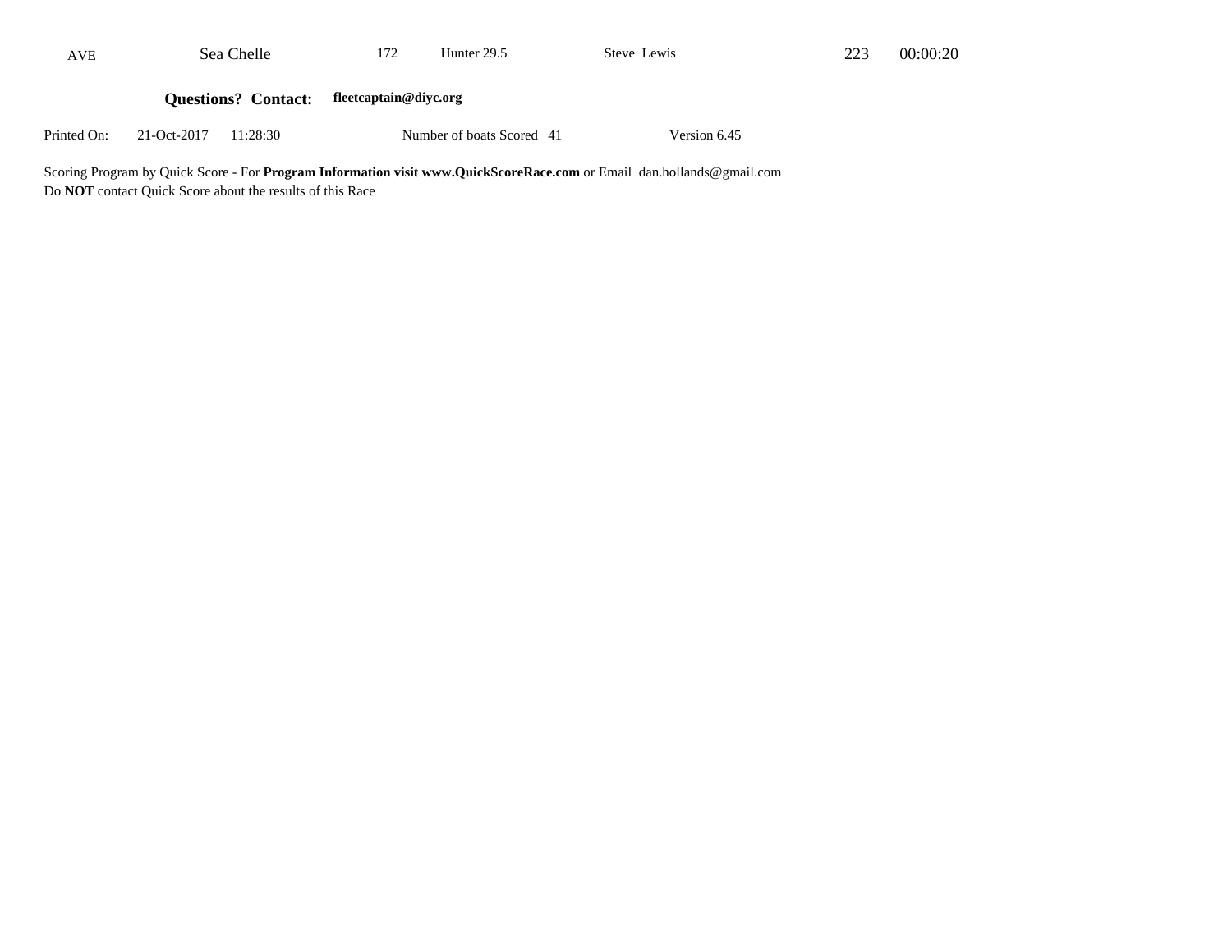| | | | | | | |
|---|---|---|---|---|---|---|
| AVE | Sea Chelle | 172 | Hunter 29.5 | Steve Lewis | 223 | 00:00:20 |

**Questions? Contact:** **fleetcaptain@diyc.org**

Printed On: 21-Oct-2017 11:28:30 Number of boats Scored 41 Version 6.45

Scoring Program by Quick Score - For **Program Information visit www.QuickScoreRace.com** or Email dan.hollands@gmail.com
Do **NOT** contact Quick Score about the results of this Race